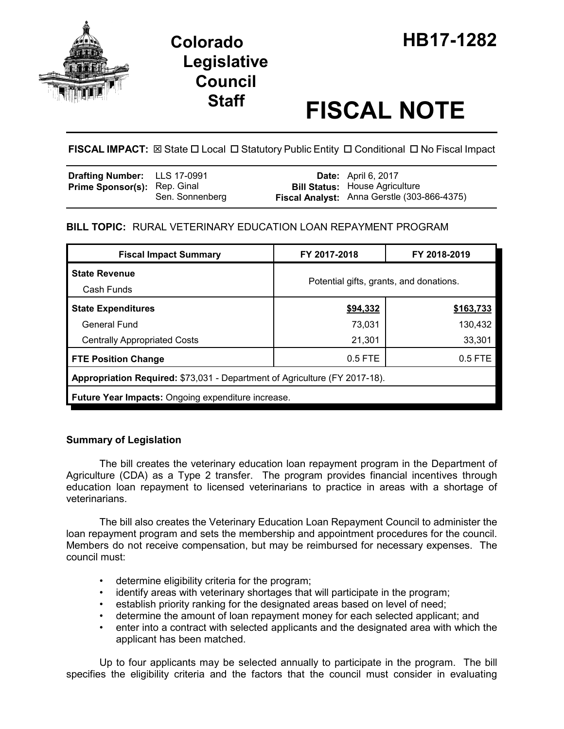# Colorado Legislative Council Staff

# HB17-1282

# FISCAL NOTE

**FISCAL IMPACT:** ☒ State ☐ Local ☐ Statutory Public Entity ☐ Conditional ☐ No Fiscal Impact

| | | | |
|---|---|---|---|
| **Drafting Number:** | LLS 17-0991 | **Date:** | April 6, 2017 |
| **Prime Sponsor(s):** | Rep. Ginal<br>Sen. Sonnenberg | **Bill Status:** | House Agriculture |
| | | **Fiscal Analyst:** | Anna Gerstle (303-866-4375) |

**BILL TOPIC:** RURAL VETERINARY EDUCATION LOAN REPAYMENT PROGRAM

| Fiscal Impact Summary | FY 2017-2018 | FY 2018-2019 |
|---|---|---|
| **State Revenue**<br>Cash Funds | Potential gifts, grants, and donations. | |
| **State Expenditures** | **$94,332** | **$163,733** |
| General Fund | 73,031 | 130,432 |
| Centrally Appropriated Costs | 21,301 | 33,301 |
| **FTE Position Change** | 0.5 FTE | 0.5 FTE |
| **Appropriation Required:** $73,031 - Department of Agriculture (FY 2017-18). | | |
| **Future Year Impacts:** Ongoing expenditure increase. | | |

## Summary of Legislation

The bill creates the veterinary education loan repayment program in the Department of Agriculture (CDA) as a Type 2 transfer. The program provides financial incentives through education loan repayment to licensed veterinarians to practice in areas with a shortage of veterinarians.

The bill also creates the Veterinary Education Loan Repayment Council to administer the loan repayment program and sets the membership and appointment procedures for the council. Members do not receive compensation, but may be reimbursed for necessary expenses. The council must:

- determine eligibility criteria for the program;
- identify areas with veterinary shortages that will participate in the program;
- establish priority ranking for the designated areas based on level of need;
- determine the amount of loan repayment money for each selected applicant; and
- enter into a contract with selected applicants and the designated area with which the applicant has been matched.

Up to four applicants may be selected annually to participate in the program. The bill specifies the eligibility criteria and the factors that the council must consider in evaluating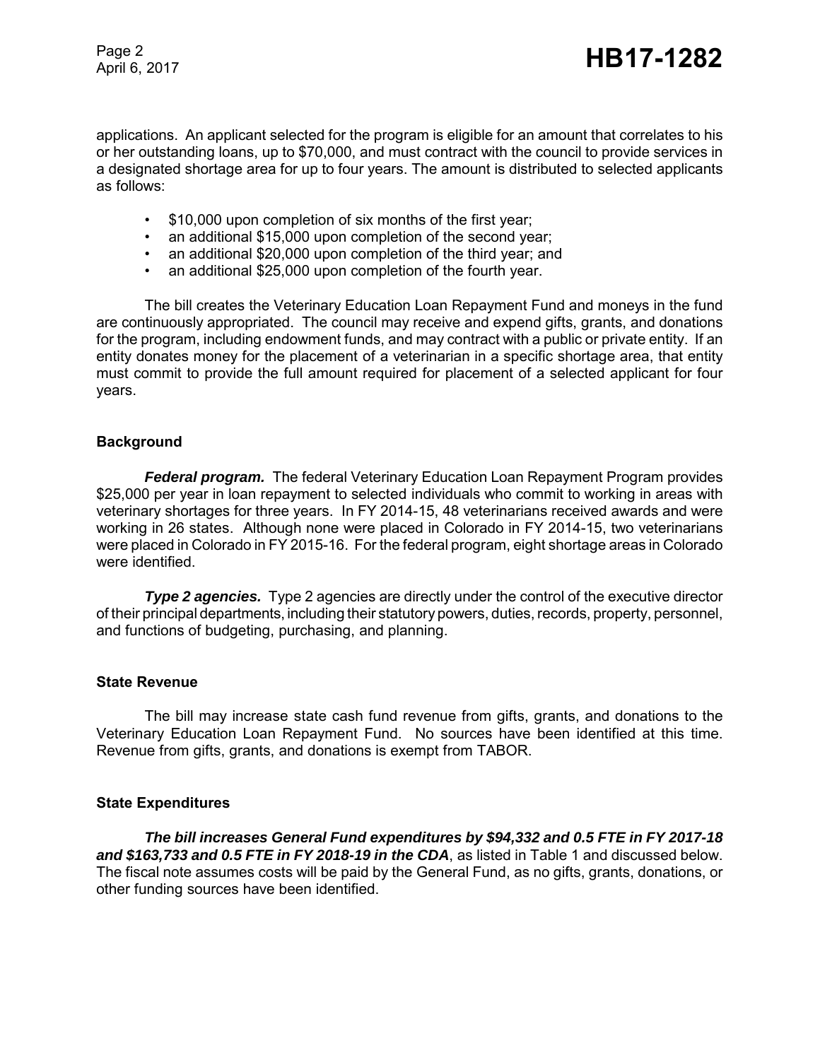applications. An applicant selected for the program is eligible for an amount that correlates to his or her outstanding loans, up to $70,000, and must contract with the council to provide services in a designated shortage area for up to four years. The amount is distributed to selected applicants as follows:

- $10,000 upon completion of six months of the first year;
- an additional $15,000 upon completion of the second year;
- an additional $20,000 upon completion of the third year; and
- an additional $25,000 upon completion of the fourth year.

The bill creates the Veterinary Education Loan Repayment Fund and moneys in the fund are continuously appropriated. The council may receive and expend gifts, grants, and donations for the program, including endowment funds, and may contract with a public or private entity. If an entity donates money for the placement of a veterinarian in a specific shortage area, that entity must commit to provide the full amount required for placement of a selected applicant for four years.

### Background

***Federal program.*** The federal Veterinary Education Loan Repayment Program provides $25,000 per year in loan repayment to selected individuals who commit to working in areas with veterinary shortages for three years. In FY 2014-15, 48 veterinarians received awards and were working in 26 states. Although none were placed in Colorado in FY 2014-15, two veterinarians were placed in Colorado in FY 2015-16. For the federal program, eight shortage areas in Colorado were identified.

***Type 2 agencies.*** Type 2 agencies are directly under the control of the executive director of their principal departments, including their statutory powers, duties, records, property, personnel, and functions of budgeting, purchasing, and planning.

### State Revenue

The bill may increase state cash fund revenue from gifts, grants, and donations to the Veterinary Education Loan Repayment Fund. No sources have been identified at this time. Revenue from gifts, grants, and donations is exempt from TABOR.

### State Expenditures

***The bill increases General Fund expenditures by $94,332 and 0.5 FTE in FY 2017-18 and $163,733 and 0.5 FTE in FY 2018-19 in the CDA***, as listed in Table 1 and discussed below. The fiscal note assumes costs will be paid by the General Fund, as no gifts, grants, donations, or other funding sources have been identified.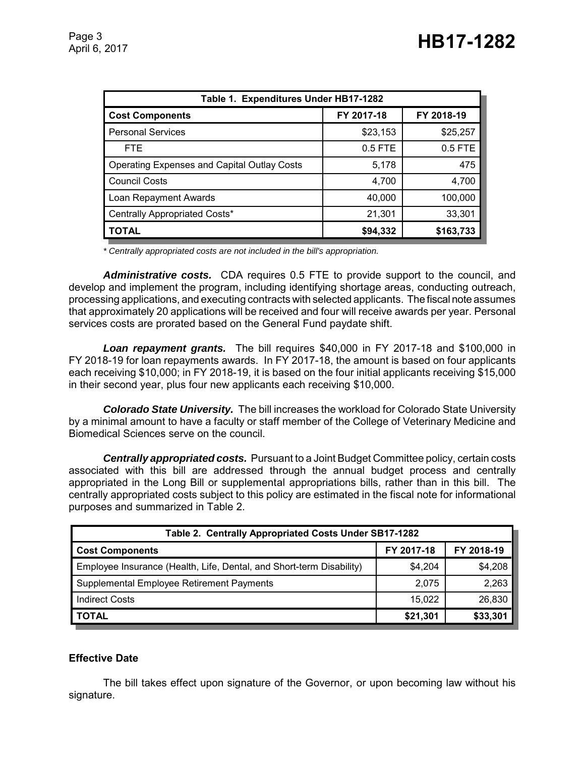| Table 1. Expenditures Under HB17-1282 | | |
|---|---|---|
| **Cost Components** | **FY 2017-18** | **FY 2018-19** |
| Personal Services | $23,153 | $25,257 |
| FTE | 0.5 FTE | 0.5 FTE |
| Operating Expenses and Capital Outlay Costs | 5,178 | 475 |
| Council Costs | 4,700 | 4,700 |
| Loan Repayment Awards | 40,000 | 100,000 |
| Centrally Appropriated Costs* | 21,301 | 33,301 |
| **TOTAL** | **$94,332** | **$163,733** |

*\* Centrally appropriated costs are not included in the bill's appropriation.*

***Administrative costs.*** CDA requires 0.5 FTE to provide support to the council, and develop and implement the program, including identifying shortage areas, conducting outreach, processing applications, and executing contracts with selected applicants. The fiscal note assumes that approximately 20 applications will be received and four will receive awards per year. Personal services costs are prorated based on the General Fund paydate shift.

***Loan repayment grants.*** The bill requires $40,000 in FY 2017-18 and $100,000 in FY 2018-19 for loan repayments awards. In FY 2017-18, the amount is based on four applicants each receiving $10,000; in FY 2018-19, it is based on the four initial applicants receiving $15,000 in their second year, plus four new applicants each receiving $10,000.

***Colorado State University.*** The bill increases the workload for Colorado State University by a minimal amount to have a faculty or staff member of the College of Veterinary Medicine and Biomedical Sciences serve on the council.

***Centrally appropriated costs.*** Pursuant to a Joint Budget Committee policy, certain costs associated with this bill are addressed through the annual budget process and centrally appropriated in the Long Bill or supplemental appropriations bills, rather than in this bill. The centrally appropriated costs subject to this policy are estimated in the fiscal note for informational purposes and summarized in Table 2.

| Table 2. Centrally Appropriated Costs Under SB17-1282 | | |
|---|---|---|
| **Cost Components** | **FY 2017-18** | **FY 2018-19** |
| Employee Insurance (Health, Life, Dental, and Short-term Disability) | $4,204 | $4,208 |
| Supplemental Employee Retirement Payments | 2,075 | 2,263 |
| Indirect Costs | 15,022 | 26,830 |
| **TOTAL** | **$21,301** | **$33,301** |

## Effective Date

The bill takes effect upon signature of the Governor, or upon becoming law without his signature.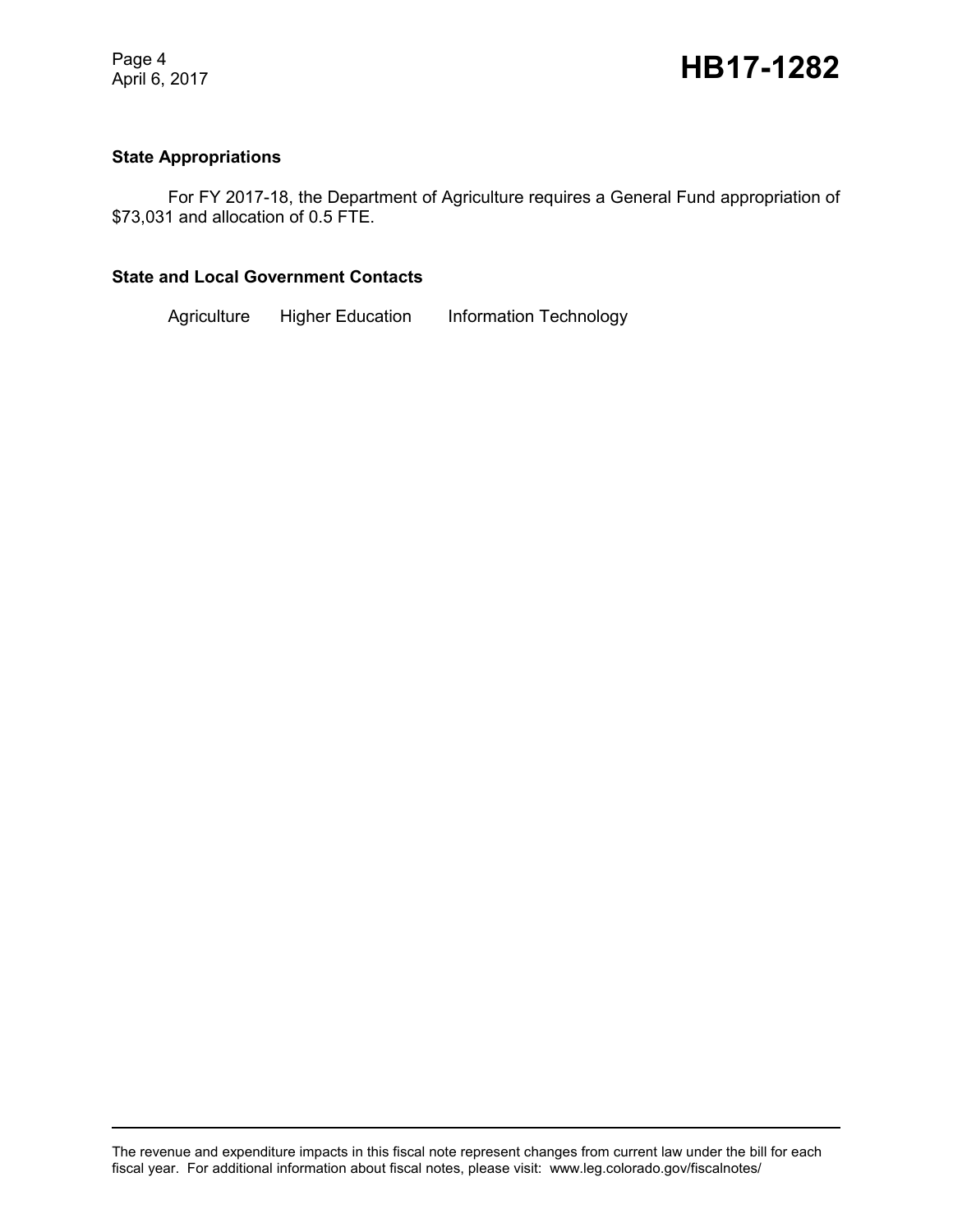**State Appropriations**

For FY 2017-18, the Department of Agriculture requires a General Fund appropriation of $73,031 and allocation of 0.5 FTE.

**State and Local Government Contacts**

Agriculture Higher Education Information Technology

The revenue and expenditure impacts in this fiscal note represent changes from current law under the bill for each fiscal year. For additional information about fiscal notes, please visit: www.leg.colorado.gov/fiscalnotes/